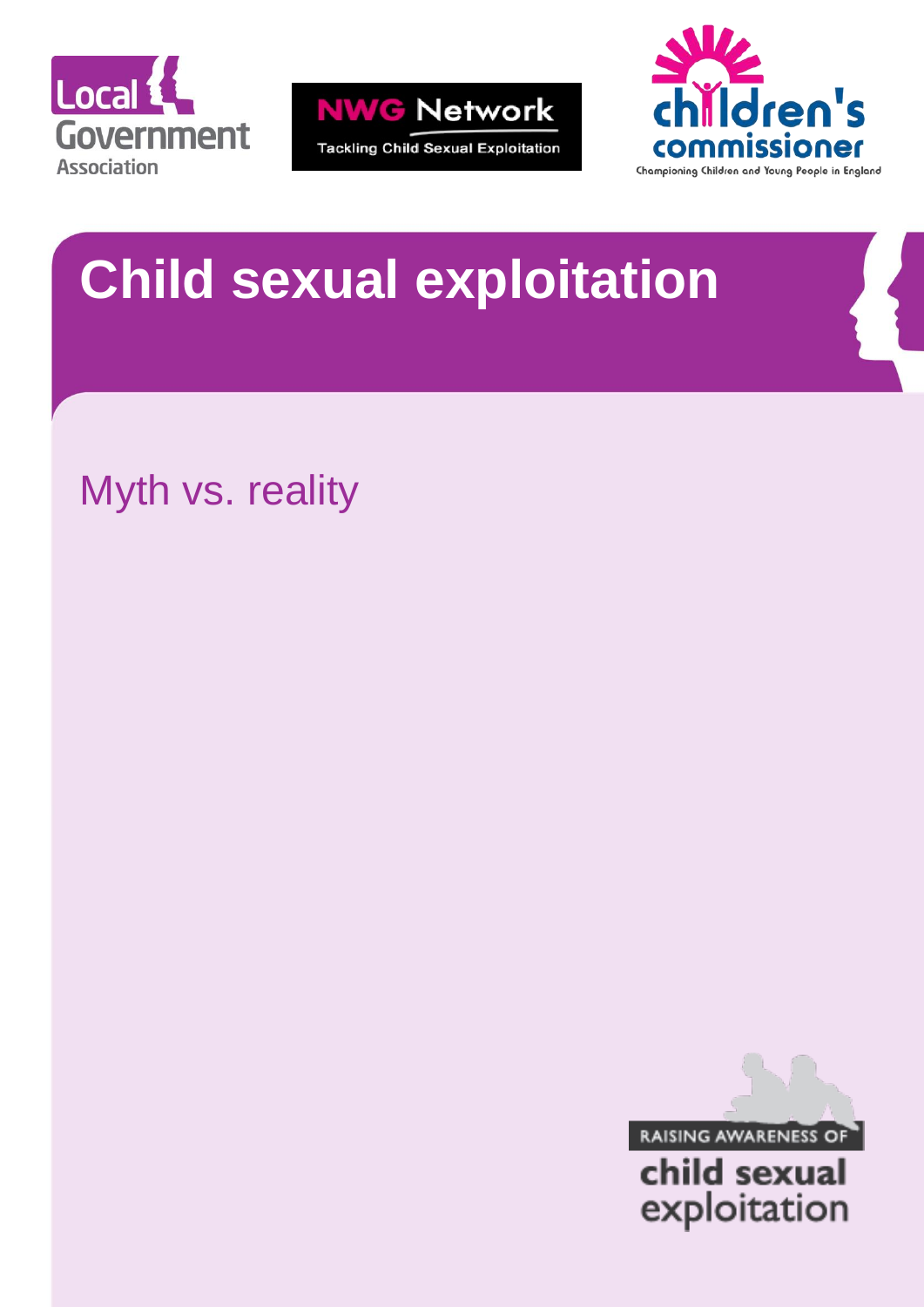Local Government Association

NWG Network
Tackling Child Sexual Exploitation

children's commissioner
Championing Children and Young People in England

# Child sexual exploitation

## Myth vs. reality

RAISING AWARENESS OF
child sexual exploitation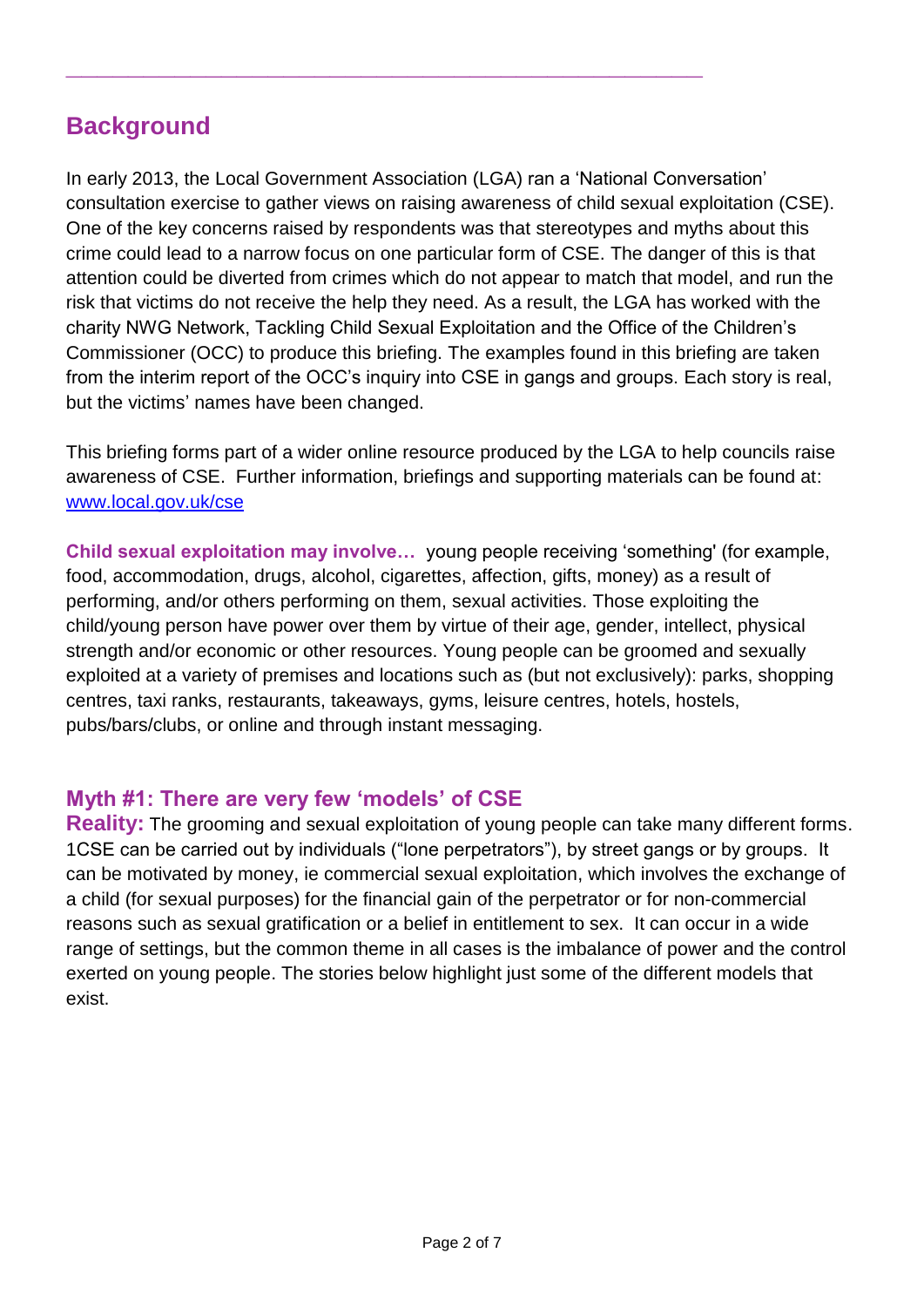## Background

In early 2013, the Local Government Association (LGA) ran a 'National Conversation' consultation exercise to gather views on raising awareness of child sexual exploitation (CSE). One of the key concerns raised by respondents was that stereotypes and myths about this crime could lead to a narrow focus on one particular form of CSE. The danger of this is that attention could be diverted from crimes which do not appear to match that model, and run the risk that victims do not receive the help they need. As a result, the LGA has worked with the charity NWG Network, Tackling Child Sexual Exploitation and the Office of the Children's Commissioner (OCC) to produce this briefing. The examples found in this briefing are taken from the interim report of the OCC's inquiry into CSE in gangs and groups. Each story is real, but the victims' names have been changed.

This briefing forms part of a wider online resource produced by the LGA to help councils raise awareness of CSE. Further information, briefings and supporting materials can be found at: [www.local.gov.uk/cse](http://www.local.gov.uk/cse)

**Child sexual exploitation may involve…** young people receiving 'something' (for example, food, accommodation, drugs, alcohol, cigarettes, affection, gifts, money) as a result of performing, and/or others performing on them, sexual activities. Those exploiting the child/young person have power over them by virtue of their age, gender, intellect, physical strength and/or economic or other resources. Young people can be groomed and sexually exploited at a variety of premises and locations such as (but not exclusively): parks, shopping centres, taxi ranks, restaurants, takeaways, gyms, leisure centres, hotels, hostels, pubs/bars/clubs, or online and through instant messaging.

### Myth #1: There are very few 'models' of CSE

**Reality:** The grooming and sexual exploitation of young people can take many different forms. 1CSE can be carried out by individuals ("lone perpetrators"), by street gangs or by groups. It can be motivated by money, ie commercial sexual exploitation, which involves the exchange of a child (for sexual purposes) for the financial gain of the perpetrator or for non-commercial reasons such as sexual gratification or a belief in entitlement to sex. It can occur in a wide range of settings, but the common theme in all cases is the imbalance of power and the control exerted on young people. The stories below highlight just some of the different models that exist.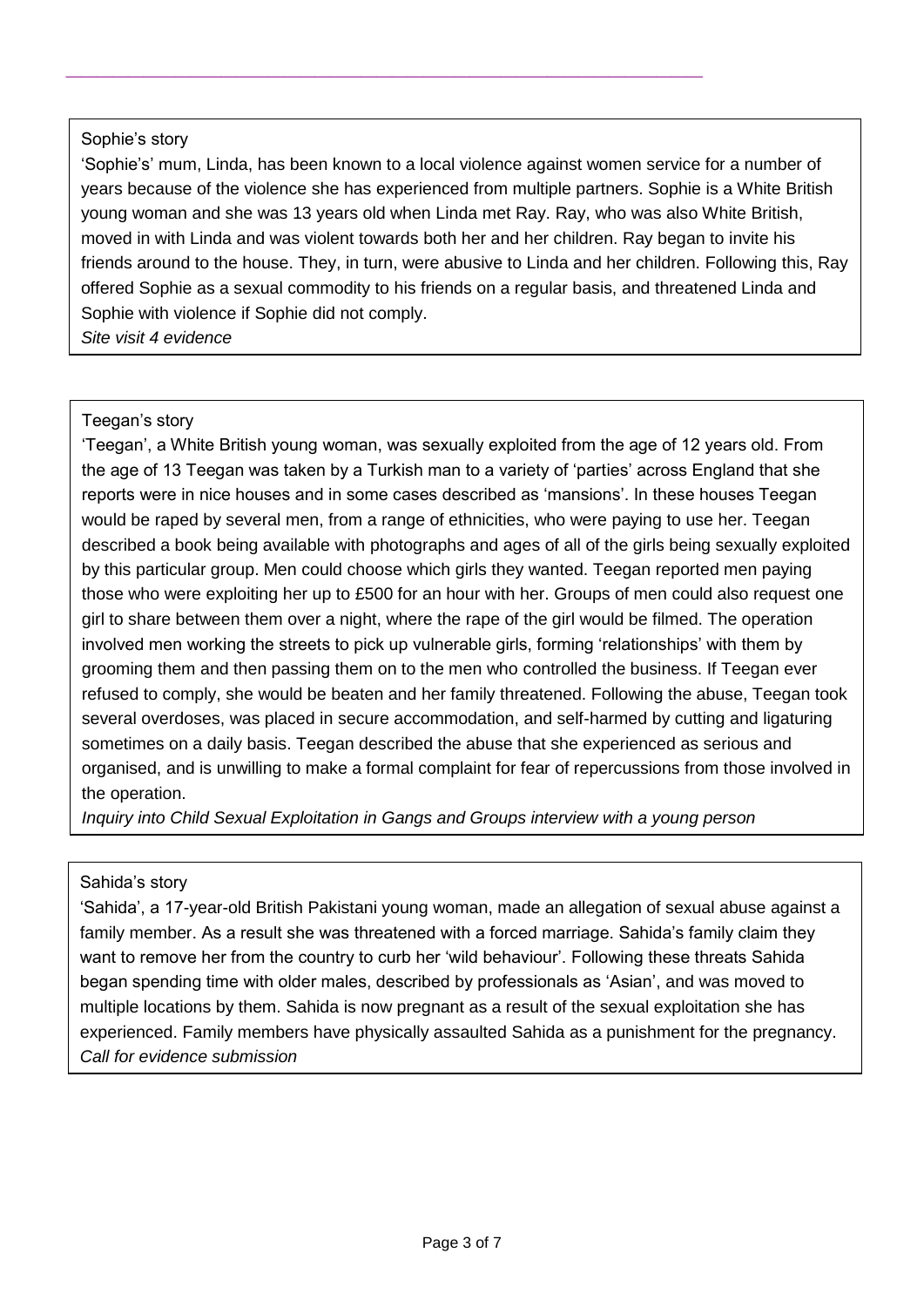Sophie's story

'Sophie's' mum, Linda, has been known to a local violence against women service for a number of years because of the violence she has experienced from multiple partners. Sophie is a White British young woman and she was 13 years old when Linda met Ray. Ray, who was also White British, moved in with Linda and was violent towards both her and her children. Ray began to invite his friends around to the house. They, in turn, were abusive to Linda and her children. Following this, Ray offered Sophie as a sexual commodity to his friends on a regular basis, and threatened Linda and Sophie with violence if Sophie did not comply.

*Site visit 4 evidence*

Teegan's story

'Teegan', a White British young woman, was sexually exploited from the age of 12 years old. From the age of 13 Teegan was taken by a Turkish man to a variety of 'parties' across England that she reports were in nice houses and in some cases described as 'mansions'. In these houses Teegan would be raped by several men, from a range of ethnicities, who were paying to use her. Teegan described a book being available with photographs and ages of all of the girls being sexually exploited by this particular group. Men could choose which girls they wanted. Teegan reported men paying those who were exploiting her up to £500 for an hour with her. Groups of men could also request one girl to share between them over a night, where the rape of the girl would be filmed. The operation involved men working the streets to pick up vulnerable girls, forming 'relationships' with them by grooming them and then passing them on to the men who controlled the business. If Teegan ever refused to comply, she would be beaten and her family threatened. Following the abuse, Teegan took several overdoses, was placed in secure accommodation, and self-harmed by cutting and ligaturing sometimes on a daily basis. Teegan described the abuse that she experienced as serious and organised, and is unwilling to make a formal complaint for fear of repercussions from those involved in the operation.

*Inquiry into Child Sexual Exploitation in Gangs and Groups interview with a young person*

Sahida's story

'Sahida', a 17-year-old British Pakistani young woman, made an allegation of sexual abuse against a family member. As a result she was threatened with a forced marriage. Sahida's family claim they want to remove her from the country to curb her 'wild behaviour'. Following these threats Sahida began spending time with older males, described by professionals as 'Asian', and was moved to multiple locations by them. Sahida is now pregnant as a result of the sexual exploitation she has experienced. Family members have physically assaulted Sahida as a punishment for the pregnancy.

*Call for evidence submission*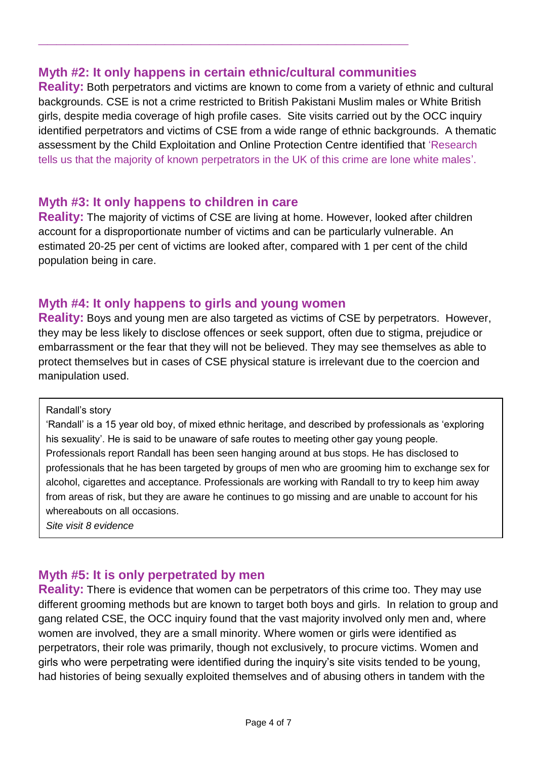## Myth #2: It only happens in certain ethnic/cultural communities

**Reality:** Both perpetrators and victims are known to come from a variety of ethnic and cultural backgrounds. CSE is not a crime restricted to British Pakistani Muslim males or White British girls, despite media coverage of high profile cases. Site visits carried out by the OCC inquiry identified perpetrators and victims of CSE from a wide range of ethnic backgrounds. A thematic assessment by the Child Exploitation and Online Protection Centre identified that 'Research tells us that the majority of known perpetrators in the UK of this crime are lone white males'.

## Myth #3: It only happens to children in care

**Reality:** The majority of victims of CSE are living at home. However, looked after children account for a disproportionate number of victims and can be particularly vulnerable. An estimated 20-25 per cent of victims are looked after, compared with 1 per cent of the child population being in care.

## Myth #4: It only happens to girls and young women

**Reality:** Boys and young men are also targeted as victims of CSE by perpetrators. However, they may be less likely to disclose offences or seek support, often due to stigma, prejudice or embarrassment or the fear that they will not be believed. They may see themselves as able to protect themselves but in cases of CSE physical stature is irrelevant due to the coercion and manipulation used.

> Randall's story
>
> 'Randall' is a 15 year old boy, of mixed ethnic heritage, and described by professionals as 'exploring his sexuality'. He is said to be unaware of safe routes to meeting other gay young people. Professionals report Randall has been seen hanging around at bus stops. He has disclosed to professionals that he has been targeted by groups of men who are grooming him to exchange sex for alcohol, cigarettes and acceptance. Professionals are working with Randall to try to keep him away from areas of risk, but they are aware he continues to go missing and are unable to account for his whereabouts on all occasions.
>
> *Site visit 8 evidence*

## Myth #5: It is only perpetrated by men

**Reality:** There is evidence that women can be perpetrators of this crime too. They may use different grooming methods but are known to target both boys and girls. In relation to group and gang related CSE, the OCC inquiry found that the vast majority involved only men and, where women are involved, they are a small minority. Where women or girls were identified as perpetrators, their role was primarily, though not exclusively, to procure victims. Women and girls who were perpetrating were identified during the inquiry's site visits tended to be young, had histories of being sexually exploited themselves and of abusing others in tandem with the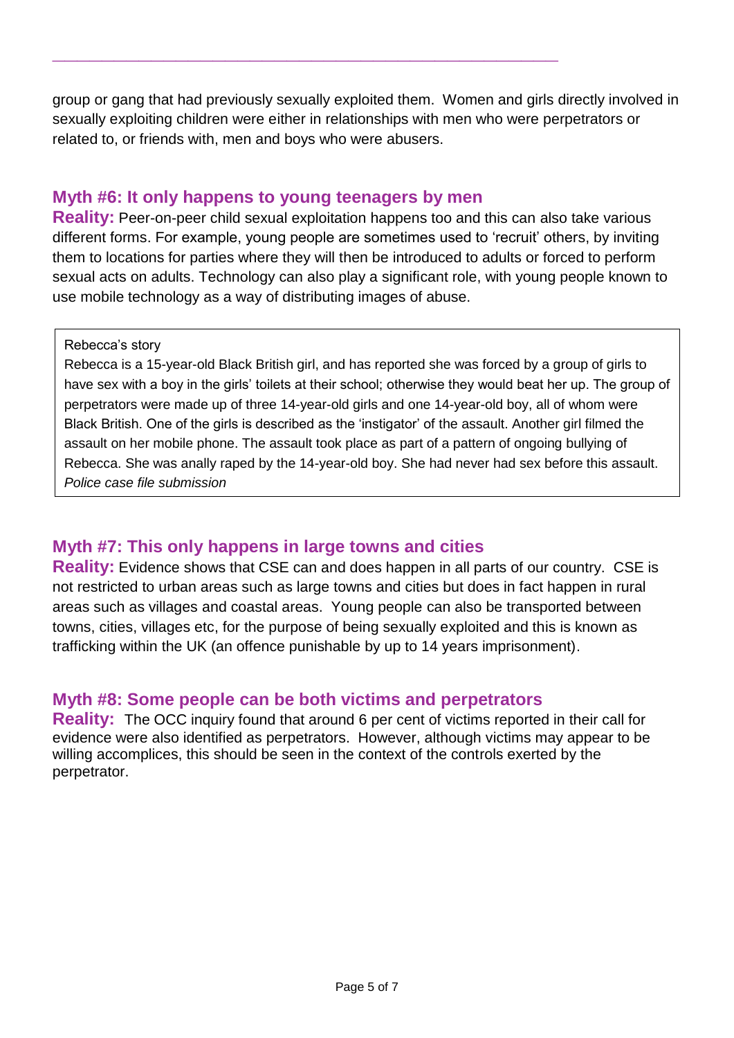group or gang that had previously sexually exploited them. Women and girls directly involved in sexually exploiting children were either in relationships with men who perpetrators or related to, or friends with, men and boys who were abusers.

### Myth #6: It only happens to young teenagers by men

**Reality:** Peer-on-peer child sexual exploitation happens too and this can also take various different forms. For example, young people are sometimes used to 'recruit' others, by inviting them to locations for parties where they will then be introduced to adults or forced to perform sexual acts on adults. Technology can also play a significant role, with young people known to use mobile technology as a way of distributing images of abuse.

> Rebecca's story
>
> Rebecca is a 15-year-old Black British girl, and has reported she was forced by a group of girls to have sex with a boy in the girls' toilets at their school; otherwise they would beat her up. The group of perpetrators were made up of three 14-year-old girls and one 14-year-old boy, all of whom were Black British. One of the girls is described as the 'instigator' of the assault. Another girl filmed the assault on her mobile phone. The assault took place as part of a pattern of ongoing bullying of Rebecca. She was anally raped by the 14-year-old boy. She had never had sex before this assault.
> *Police case file submission*

### Myth #7: This only happens in large towns and cities

**Reality:** Evidence shows that CSE can and does happen in all parts of our country. CSE is not restricted to urban areas such as large towns and cities but does in fact happen in rural areas such as villages and coastal areas. Young people can also be transported between towns, cities, villages etc, for the purpose of being sexually exploited and this is known as trafficking within the UK (an offence punishable by up to 14 years imprisonment).

### Myth #8: Some people can be both victims and perpetrators

**Reality:** The OCC inquiry found that around 6 per cent of victims reported in their call for evidence were also identified as perpetrators. However, although victims may appear to be willing accomplices, this should be seen in the context of the controls exerted by the perpetrator.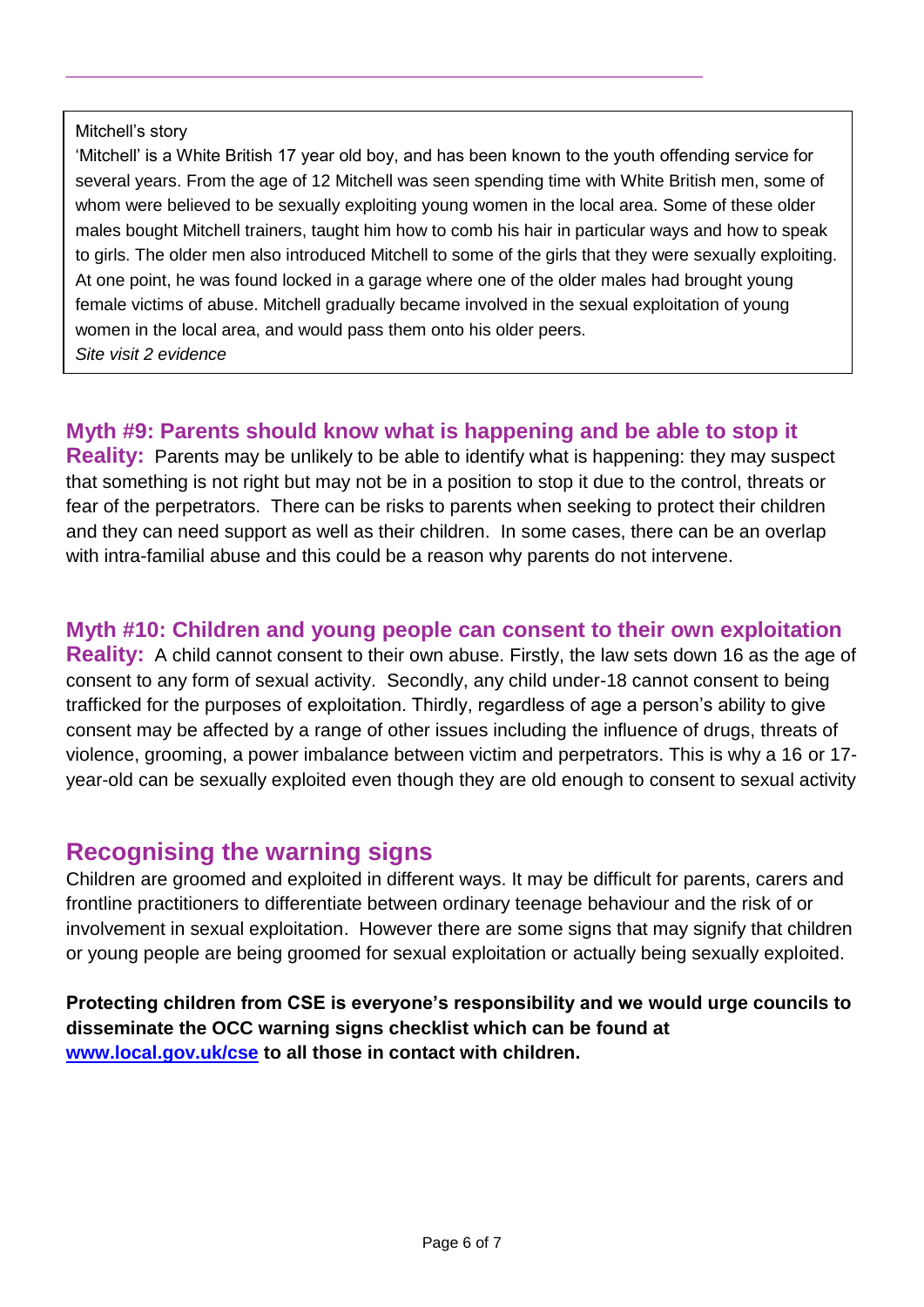Mitchell's story

'Mitchell' is a White British 17 year old boy, and has been known to the youth offending service for several years. From the age of 12 Mitchell was seen spending time with White British men, some of whom were believed to be sexually exploiting young women in the local area. Some of these older males bought Mitchell trainers, taught him how to comb his hair in particular ways and how to speak to girls. The older men also introduced Mitchell to some of the girls that they were sexually exploiting. At one point, he was found locked in a garage where one of the older males had brought young female victims of abuse. Mitchell gradually became involved in the sexual exploitation of young women in the local area, and would pass them onto his older peers.

*Site visit 2 evidence*

### Myth #9: Parents should know what is happening and be able to stop it

**Reality:** Parents may be unlikely to be able to identify what is happening: they may suspect that something is not right but may not be in a position to stop it due to the control, threats or fear of the perpetrators. There can be risks to parents when seeking to protect their children and they can need support as well as their children. In some cases, there can be an overlap with intra-familial abuse and this could be a reason why parents do not intervene.

### Myth #10: Children and young people can consent to their own exploitation

**Reality:** A child cannot consent to their own abuse. Firstly, the law sets down 16 as the age of consent to any form of sexual activity. Secondly, any child under-18 cannot consent to being trafficked for the purposes of exploitation. Thirdly, regardless of age a person's ability to give consent may be affected by a range of other issues including the influence of drugs, threats of violence, grooming, a power imbalance between victim and perpetrators. This is why a 16 or 17-year-old can be sexually exploited even though they are old enough to consent to sexual activity

## Recognising the warning signs

Children are groomed and exploited in different ways. It may be difficult for parents, carers and frontline practitioners to differentiate between ordinary teenage behaviour and the risk of or involvement in sexual exploitation. However there are some signs that may signify that children or young people are being groomed for sexual exploitation or actually being sexually exploited.

**Protecting children from CSE is everyone's responsibility and we would urge councils to disseminate the OCC warning signs checklist which can be found at [www.local.gov.uk/cse](www.local.gov.uk/cse) to all those in contact with children.**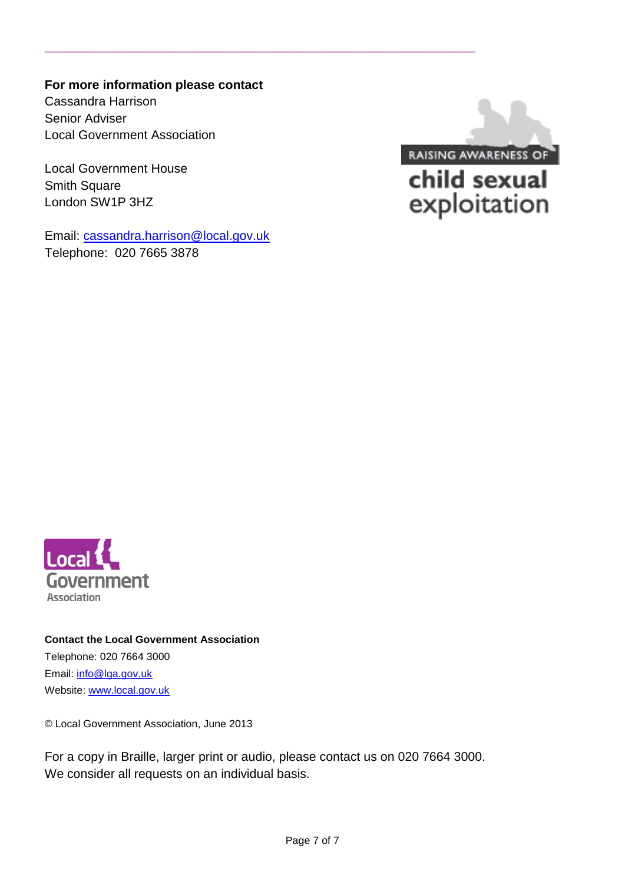**For more information please contact**
Cassandra Harrison
Senior Adviser
Local Government Association

Local Government House
Smith Square
London SW1P 3HZ

Email: cassandra.harrison@local.gov.uk
Telephone: 020 7665 3878

RAISING AWARENESS OF
child sexual exploitation

Local Government Association

**Contact the Local Government Association**
Telephone: 020 7664 3000
Email: info@lga.gov.uk
Website: www.local.gov.uk

© Local Government Association, June 2013

For a copy in Braille, larger print or audio, please contact us on 020 7664 3000.
We consider all requests on an individual basis.